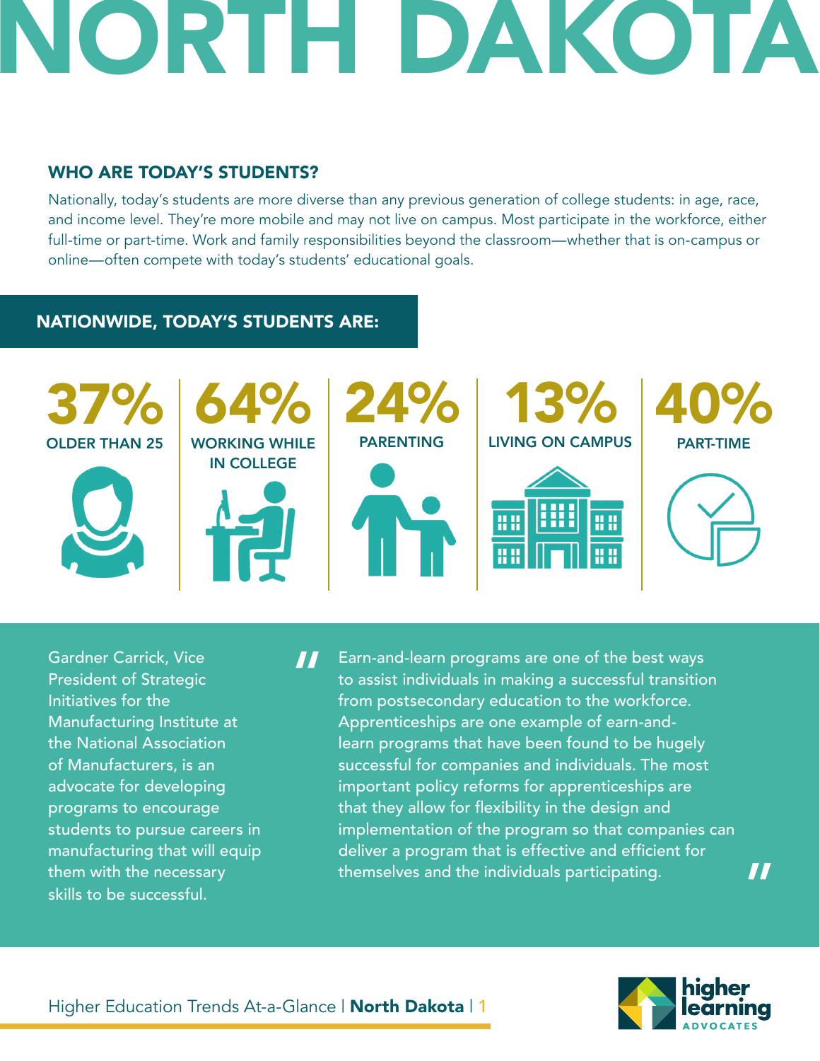# NORTH DAKOTA

## WHO ARE TODAY'S STUDENTS?

Nationally, today's students are more diverse than any previous generation of college students: in age, race, and income level. They're more mobile and may not live on campus. Most participate in the workforce, either full-time or part-time. Work and family responsibilities beyond the classroom—whether that is on-campus or online—often compete with today's students' educational goals.

### NATIONWIDE, TODAY'S STUDENTS ARE:

- **37%** OLDER THAN 25
- **64%** WORKING WHILE IN COLLEGE
- **24%** PARENTING
- **13%** LIVING ON CAMPUS
- **40%** PART-TIME

Gardner Carrick, Vice President of Strategic Initiatives for the Manufacturing Institute at the National Association of Manufacturers, is an advocate for developing programs to encourage students to pursue careers in manufacturing that will equip them with the necessary skills to be successful.

> "Earn-and-learn programs are one of the best ways to assist individuals in making a successful transition from postsecondary education to the workforce. Apprenticeships are one example of earn-and-learn programs that have been found to be hugely successful for companies and individuals. The most important policy reforms for apprenticeships are that they allow for flexibility in the design and implementation of the program so that companies can deliver a program that is effective and efficient for themselves and the individuals participating."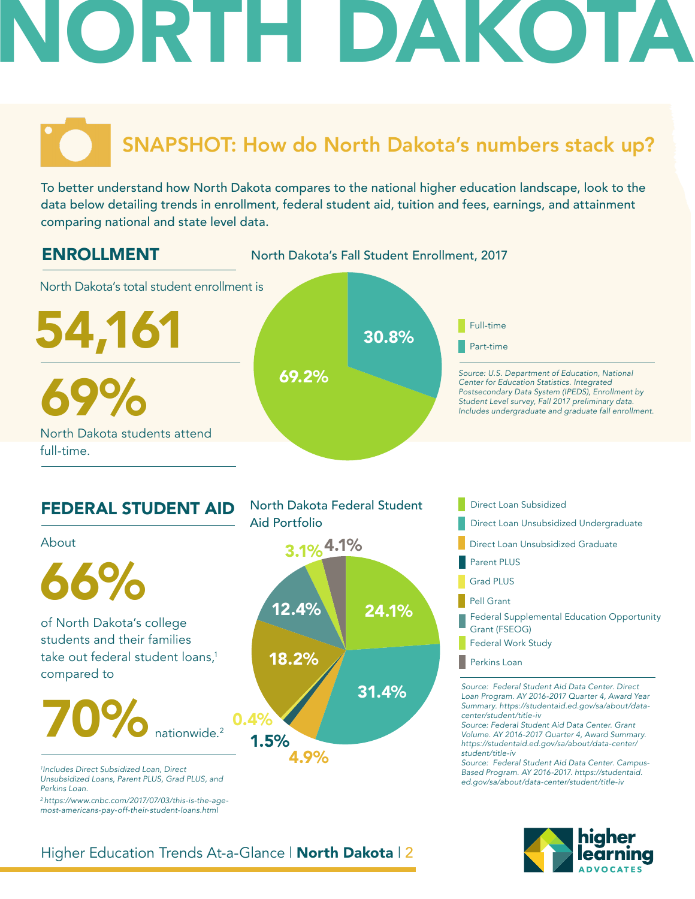# NORTH DAKOTA

## SNAPSHOT: How do North Dakota's numbers stack up?

To better understand how North Dakota compares to the national higher education landscape, look to the data below detailing trends in enrollment, federal student aid, tuition and fees, earnings, and attainment comparing national and state level data.

### ENROLLMENT

North Dakota's total student enrollment is

**54,161**

**69%**

North Dakota students attend full-time.

North Dakota's Fall Student Enrollment, 2017

| Category | Share |
| --- | --- |
| Full-time | 69.2% |
| Part-time | 30.8% |

*Source: U.S. Department of Education, National Center for Education Statistics. Integrated Postsecondary Data System (IPEDS), Enrollment by Student Level survey, Fall 2017 preliminary data. Includes undergraduate and graduate fall enrollment.*

### FEDERAL STUDENT AID

About

**66%**

of North Dakota's college students and their families take out federal student loans,[1] compared to

**70%** nationwide.[2]

*[1]Includes Direct Subsidized Loan, Direct Unsubsidized Loans, Parent PLUS, Grad PLUS, and Perkins Loan.*

*[2] https://www.cnbc.com/2017/07/03/this-is-the-age-most-americans-pay-off-their-student-loans.html*

North Dakota Federal Student Aid Portfolio

| Category | Share |
| --- | --- |
| Direct Loan Subsidized | 24.1% |
| Direct Loan Unsubsidized Undergraduate | 31.4% |
| Direct Loan Unsubsidized Graduate | 4.9% |
| Parent PLUS | 1.5% |
| Grad PLUS | 0.4% |
| Pell Grant | 18.2% |
| Federal Supplemental Education Opportunity Grant (FSEOG) | 12.4% |
| Federal Work Study | 3.1% |
| Perkins Loan | 4.1% |

*Source: Federal Student Aid Data Center. Direct Loan Program. AY 2016-2017 Quarter 4, Award Year Summary. https://studentaid.ed.gov/sa/about/data-center/student/title-iv*

*Source: Federal Student Aid Data Center. Grant Volume. AY 2016-2017 Quarter 4, Award Summary. https://studentaid.ed.gov/sa/about/data-center/student/title-iv*

*Source: Federal Student Aid Data Center. Campus-Based Program. AY 2016-2017. https://studentaid.ed.gov/sa/about/data-center/student/title-iv*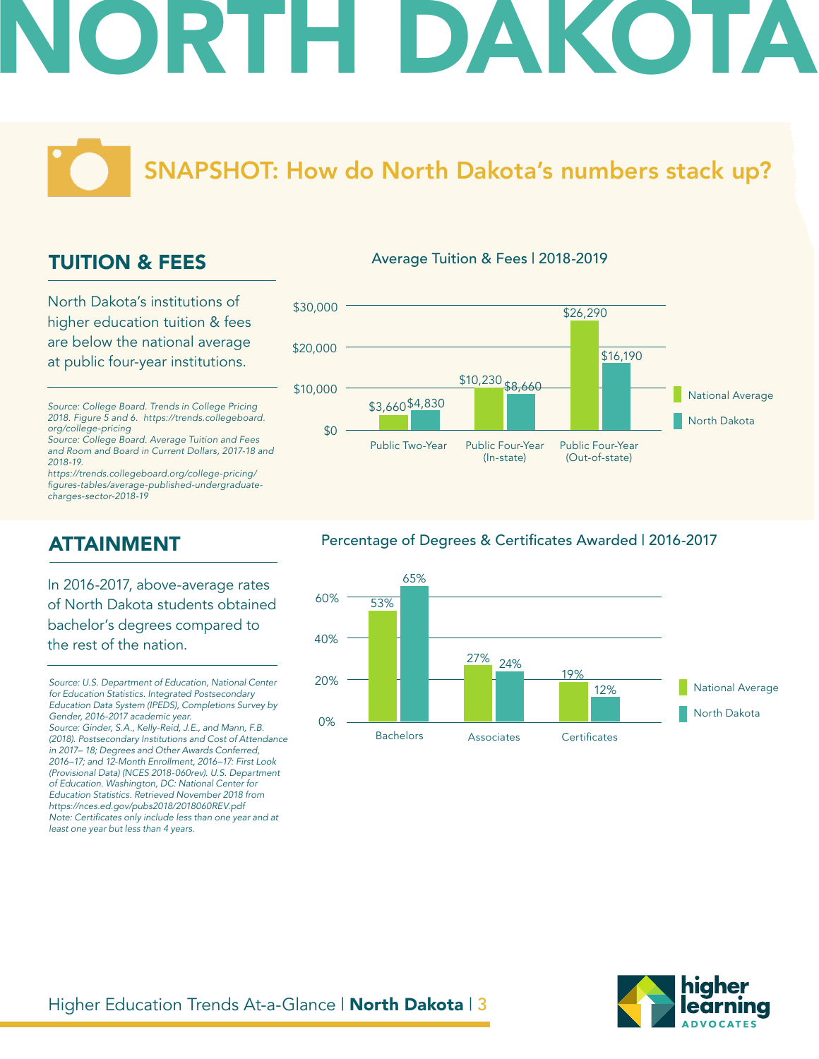# NORTH DAKOTA

## SNAPSHOT: How do North Dakota's numbers stack up?

### TUITION & FEES

North Dakota's institutions of higher education tuition & fees are below the national average at public four-year institutions.

*Source: College Board. Trends in College Pricing 2018. Figure 5 and 6. https://trends.collegeboard.org/college-pricing*
*Source: College Board. Average Tuition and Fees and Room and Board in Current Dollars, 2017-18 and 2018-19. https://trends.collegeboard.org/college-pricing/figures-tables/average-published-undergraduate-charges-sector-2018-19*

**Average Tuition & Fees | 2018-2019**

| | National Average | North Dakota |
|---|---|---|
| Public Two-Year | $3,660 | $4,830 |
| Public Four-Year (In-state) | $10,230 | $8,660 |
| Public Four-Year (Out-of-state) | $26,290 | $16,190 |

### ATTAINMENT

In 2016-2017, above-average rates of North Dakota students obtained bachelor's degrees compared to the rest of the nation.

*Source: U.S. Department of Education, National Center for Education Statistics. Integrated Postsecondary Education Data System (IPEDS), Completions Survey by Gender, 2016-2017 academic year.*
*Source: Ginder, S.A., Kelly-Reid, J.E., and Mann, F.B. (2018). Postsecondary Institutions and Cost of Attendance in 2017– 18; Degrees and Other Awards Conferred, 2016–17; and 12-Month Enrollment, 2016–17: First Look (Provisional Data) (NCES 2018-060rev). U.S. Department of Education. Washington, DC: National Center for Education Statistics. Retrieved November 2018 from https://nces.ed.gov/pubs2018/2018060REV.pdf*
*Note: Certificates only include less than one year and at least one year but less than 4 years.*

**Percentage of Degrees & Certificates Awarded | 2016-2017**

| | National Average | North Dakota |
|---|---|---|
| Bachelors | 53% | 65% |
| Associates | 27% | 24% |
| Certificates | 19% | 12% |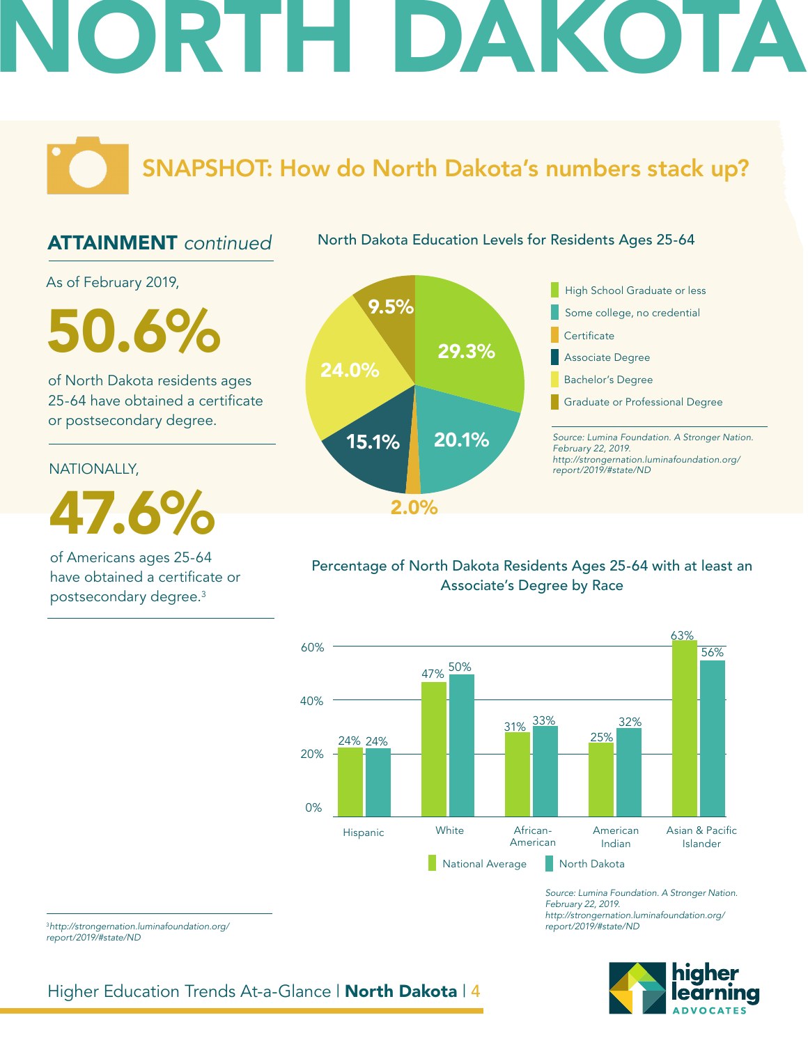# NORTH DAKOTA

## SNAPSHOT: How do North Dakota's numbers stack up?

### ATTAINMENT *continued*

As of February 2019,

**50.6%**

of North Dakota residents ages 25-64 have obtained a certificate or postsecondary degree.

NATIONALLY,

**47.6%**

of Americans ages 25-64 have obtained a certificate or postsecondary degree.[3]

**North Dakota Education Levels for Residents Ages 25-64**

| Education Level | Percentage |
|---|---|
| High School Graduate or less | 29.3% |
| Some college, no credential | 20.1% |
| Certificate | 2.0% |
| Associate Degree | 15.1% |
| Bachelor's Degree | 24.0% |
| Graduate or Professional Degree | 9.5% |

*Source: Lumina Foundation. A Stronger Nation. February 22, 2019. http://strongernation.luminafoundation.org/report/2019/#state/ND*

**Percentage of North Dakota Residents Ages 25-64 with at least an Associate's Degree by Race**

| Race | National Average | North Dakota |
|---|---|---|
| Hispanic | 24% | 24% |
| White | 47% | 50% |
| African-American | 31% | 33% |
| American Indian | 25% | 32% |
| Asian & Pacific Islander | 63% | 56% |

*Source: Lumina Foundation. A Stronger Nation. February 22, 2019. http://strongernation.luminafoundation.org/report/2019/#state/ND*

---

[3] *http://strongernation.luminafoundation.org/report/2019/#state/ND*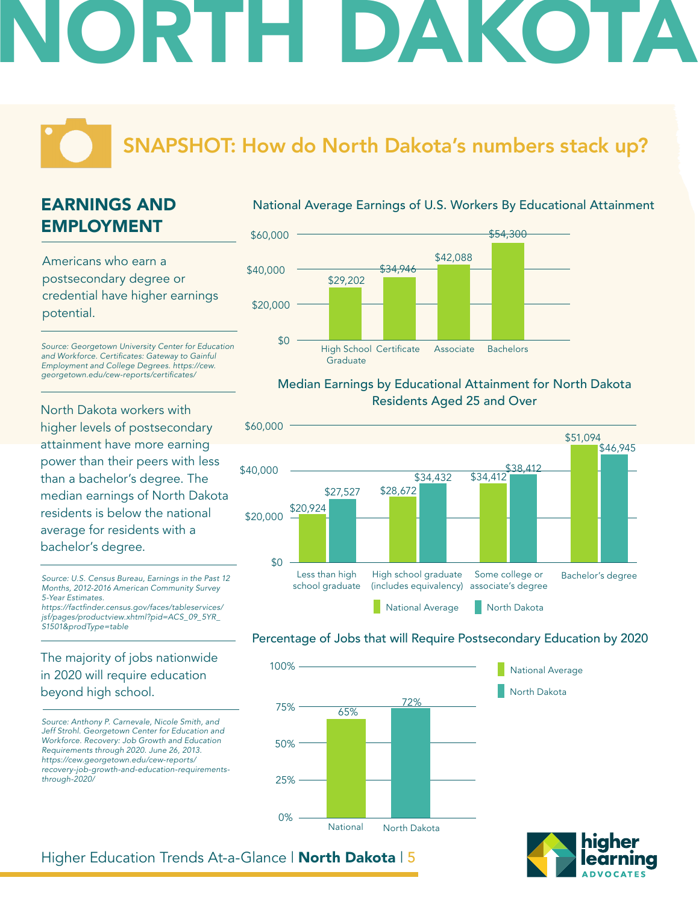# NORTH DAKOTA

## SNAPSHOT: How do North Dakota's numbers stack up?

### EARNINGS AND EMPLOYMENT

Americans who earn a postsecondary degree or credential have higher earnings potential.

*Source: Georgetown University Center for Education and Workforce. Certificates: Gateway to Gainful Employment and College Degrees. https://cew.georgetown.edu/cew-reports/certificates/*

**National Average Earnings of U.S. Workers By Educational Attainment**

| Educational Attainment | Earnings |
|---|---|
| High School Graduate | $29,202 |
| Certificate | $34,946 |
| Associate | $42,088 |
| Bachelors | $54,300 |

North Dakota workers with higher levels of postsecondary attainment have more earning power than their peers with less than a bachelor's degree. The median earnings of North Dakota residents is below the national average for residents with a bachelor's degree.

*Source: U.S. Census Bureau, Earnings in the Past 12 Months, 2012-2016 American Community Survey 5-Year Estimates. https://factfinder.census.gov/faces/tableservices/jsf/pages/productview.xhtml?pid=ACS_09_5YR_S1501&prodType=table*

**Median Earnings by Educational Attainment for North Dakota Residents Aged 25 and Over**

| Educational Attainment | National Average | North Dakota |
|---|---|---|
| Less than high school graduate | $20,924 | $27,527 |
| High school graduate (includes equivalency) | $28,672 | $34,432 |
| Some college or associate's degree | $34,412 | $38,412 |
| Bachelor's degree | $51,094 | $46,945 |

The majority of jobs nationwide in 2020 will require education beyond high school.

*Source: Anthony P. Carnevale, Nicole Smith, and Jeff Strohl. Georgetown Center for Education and Workforce. Recovery: Job Growth and Education Requirements through 2020. June 26, 2013. https://cew.georgetown.edu/cew-reports/recovery-job-growth-and-education-requirements-through-2020/*

**Percentage of Jobs that will Require Postsecondary Education by 2020**

| | Percentage |
|---|---|
| National | 65% |
| North Dakota | 72% |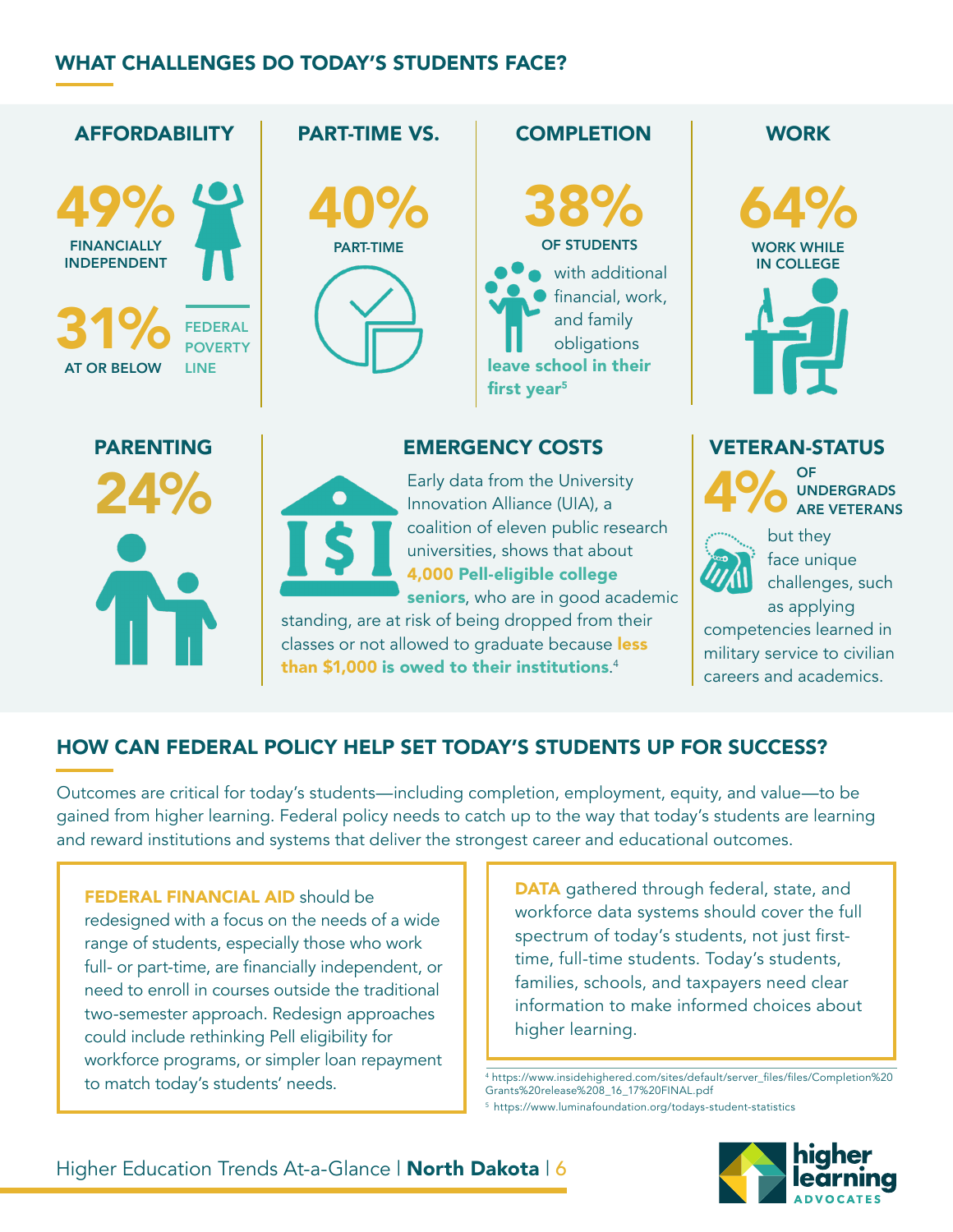## WHAT CHALLENGES DO TODAY'S STUDENTS FACE?

### AFFORDABILITY

**49%** FINANCIALLY INDEPENDENT

**31%** AT OR BELOW FEDERAL POVERTY LINE

### PART-TIME VS.

**40%** PART-TIME

### COMPLETION

**38%** OF STUDENTS with additional financial, work, and family obligations **leave school in their first year**[5]

### WORK

**64%** WORK WHILE IN COLLEGE

### PARENTING

**24%**

### EMERGENCY COSTS

Early data from the University Innovation Alliance (UIA), a coalition of eleven public research universities, shows that about **4,000 Pell-eligible college seniors**, who are in good academic standing, are at risk of being dropped from their classes or not allowed to graduate because **less than $1,000 is owed to their institutions.**[4]

### VETERAN-STATUS

**4%** OF UNDERGRADS ARE VETERANS but they face unique challenges, such as applying competencies learned in military service to civilian careers and academics.

## HOW CAN FEDERAL POLICY HELP SET TODAY'S STUDENTS UP FOR SUCCESS?

Outcomes are critical for today's students—including completion, employment, equity, and value—to be gained from higher learning. Federal policy needs to catch up to the way that today's students are learning and reward institutions and systems that deliver the strongest career and educational outcomes.

**FEDERAL FINANCIAL AID** should be redesigned with a focus on the needs of a wide range of students, especially those who work full- or part-time, are financially independent, or need to enroll in courses outside the traditional two-semester approach. Redesign approaches could include rethinking Pell eligibility for workforce programs, or simpler loan repayment to match today's students' needs.

**DATA** gathered through federal, state, and workforce data systems should cover the full spectrum of today's students, not just first-time, full-time students. Today's students, families, schools, and taxpayers need clear information to make informed choices about higher learning.

[4] https://www.insidehighered.com/sites/default/server_files/files/Completion%20Grants%20release%208_16_17%20FINAL.pdf

[5] https://www.luminafoundation.org/todays-student-statistics